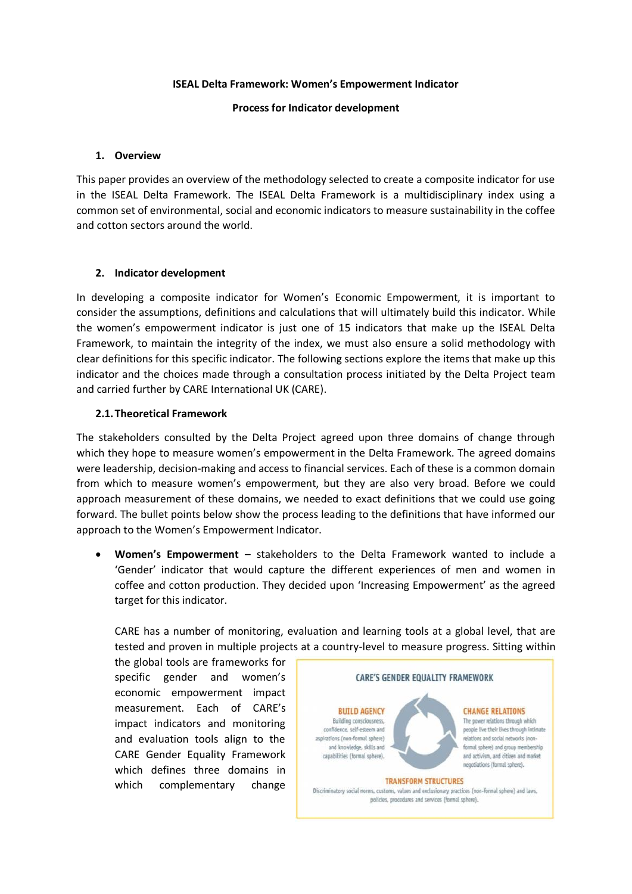**ISEAL Delta Framework: Women's Empowerment Indicator**

**Process for Indicator development**

## 1. Overview

This paper provides an overview of the methodology selected to create a composite indicator for use in the ISEAL Delta Framework. The ISEAL Delta Framework is a multidisciplinary index using a common set of environmental, social and economic indicators to measure sustainability in the coffee and cotton sectors around the world.

## 2. Indicator development

In developing a composite indicator for Women's Economic Empowerment, it is important to consider the assumptions, definitions and calculations that will ultimately build this indicator. While the women's empowerment indicator is just one of 15 indicators that make up the ISEAL Delta Framework, to maintain the integrity of the index, we must also ensure a solid methodology with clear definitions for this specific indicator. The following sections explore the items that make up this indicator and the choices made through a consultation process initiated by the Delta Project team and carried further by CARE International UK (CARE).

### 2.1. Theoretical Framework

The stakeholders consulted by the Delta Project agreed upon three domains of change through which they hope to measure women's empowerment in the Delta Framework. The agreed domains were leadership, decision-making and access to financial services. Each of these is a common domain from which to measure women's empowerment, but they are also very broad. Before we could approach measurement of these domains, we needed to exact definitions that we could use going forward. The bullet points below show the process leading to the definitions that have informed our approach to the Women's Empowerment Indicator.

- **Women's Empowerment** – stakeholders to the Delta Framework wanted to include a 'Gender' indicator that would capture the different experiences of men and women in coffee and cotton production. They decided upon 'Increasing Empowerment' as the agreed target for this indicator.

  CARE has a number of monitoring, evaluation and learning tools at a global level, that are tested and proven in multiple projects at a country-level to measure progress. Sitting within the global tools are frameworks for specific gender and women's economic empowerment impact measurement. Each of CARE's impact indicators and monitoring and evaluation tools align to the CARE Gender Equality Framework which defines three domains in which complementary change

**CARE'S GENDER EQUALITY FRAMEWORK**

**BUILD AGENCY**
Building consciousness, confidence, self-esteem and aspirations (non-formal sphere) and knowledge, skills and capabilities (formal sphere).

**CHANGE RELATIONS**
The power relations through which people live their lives through intimate relations and social networks (non-formal sphere) and group membership and activism, and citizen and market negotiations (formal sphere).

**TRANSFORM STRUCTURES**
Discriminatory social norms, customs, values and exclusionary practices (non-formal sphere) and laws, policies, procedures and services (formal sphere).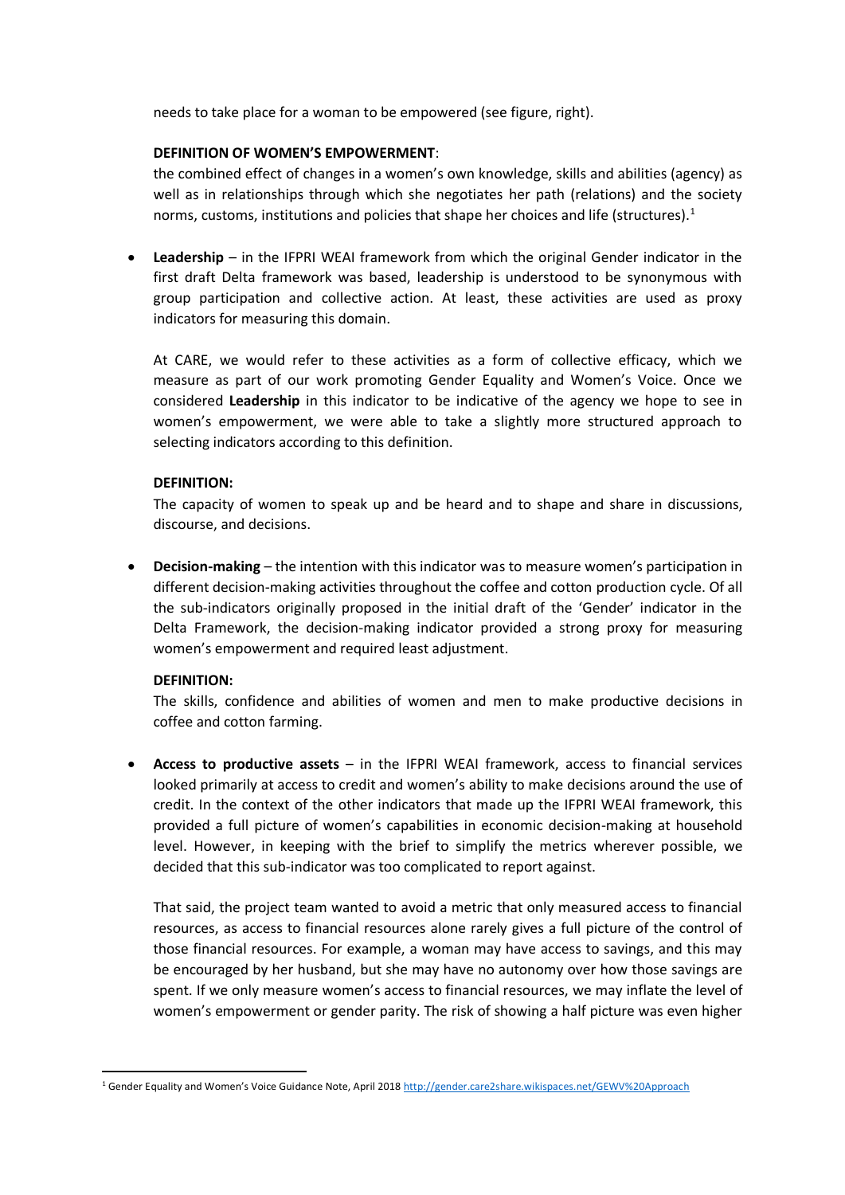needs to take place for a woman to be empowered (see figure, right).

**DEFINITION OF WOMEN'S EMPOWERMENT**:
the combined effect of changes in a women's own knowledge, skills and abilities (agency) as well as in relationships through which she negotiates her path (relations) and the society norms, customs, institutions and policies that shape her choices and life (structures).[1]

- **Leadership** – in the IFPRI WEAI framework from which the original Gender indicator in the first draft Delta framework was based, leadership is understood to be synonymous with group participation and collective action. At least, these activities are used as proxy indicators for measuring this domain.

  At CARE, we would refer to these activities as a form of collective efficacy, which we measure as part of our work promoting Gender Equality and Women's Voice. Once we considered **Leadership** in this indicator to be indicative of the agency we hope to see in women's empowerment, we were able to take a slightly more structured approach to selecting indicators according to this definition.

  **DEFINITION:**
  The capacity of women to speak up and be heard and to shape and share in discussions, discourse, and decisions.

- **Decision-making** – the intention with this indicator was to measure women's participation in different decision-making activities throughout the coffee and cotton production cycle. Of all the sub-indicators originally proposed in the initial draft of the 'Gender' indicator in the Delta Framework, the decision-making indicator provided a strong proxy for measuring women's empowerment and required least adjustment.

  **DEFINITION:**
  The skills, confidence and abilities of women and men to make productive decisions in coffee and cotton farming.

- **Access to productive assets** – in the IFPRI WEAI framework, access to financial services looked primarily at access to credit and women's ability to make decisions around the use of credit. In the context of the other indicators that made up the IFPRI WEAI framework, this provided a full picture of women's capabilities in economic decision-making at household level. However, in keeping with the brief to simplify the metrics wherever possible, we decided that this sub-indicator was too complicated to report against.

  That said, the project team wanted to avoid a metric that only measured access to financial resources, as access to financial resources alone rarely gives a full picture of the control of those financial resources. For example, a woman may have access to savings, and this may be encouraged by her husband, but she may have no autonomy over how those savings are spent. If we only measure women's access to financial resources, we may inflate the level of women's empowerment or gender parity. The risk of showing a half picture was even higher

[1] Gender Equality and Women's Voice Guidance Note, April 2018 http://gender.care2share.wikispaces.net/GEWV%20Approach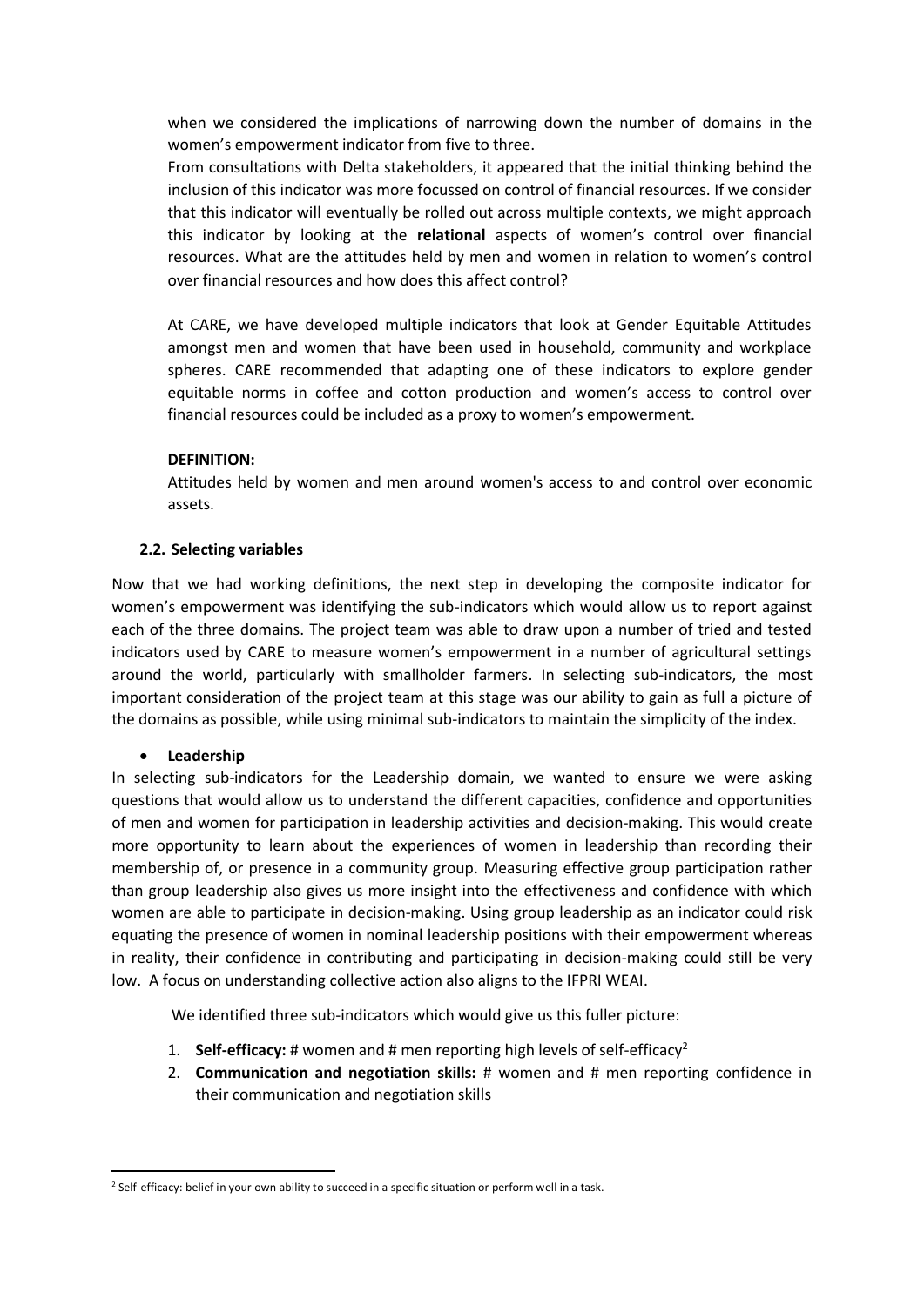when we considered the implications of narrowing down the number of domains in the women's empowerment indicator from five to three.

From consultations with Delta stakeholders, it appeared that the initial thinking behind the inclusion of this indicator was more focussed on control of financial resources. If we consider that this indicator will eventually be rolled out across multiple contexts, we might approach this indicator by looking at the **relational** aspects of women's control over financial resources. What are the attitudes held by men and women in relation to women's control over financial resources and how does this affect control?

At CARE, we have developed multiple indicators that look at Gender Equitable Attitudes amongst men and women that have been used in household, community and workplace spheres. CARE recommended that adapting one of these indicators to explore gender equitable norms in coffee and cotton production and women's access to control over financial resources could be included as a proxy to women's empowerment.

**DEFINITION:**

Attitudes held by women and men around women's access to and control over economic assets.

### 2.2. Selecting variables

Now that we had working definitions, the next step in developing the composite indicator for women's empowerment was identifying the sub-indicators which would allow us to report against each of the three domains. The project team was able to draw upon a number of tried and tested indicators used by CARE to measure women's empowerment in a number of agricultural settings around the world, particularly with smallholder farmers. In selecting sub-indicators, the most important consideration of the project team at this stage was our ability to gain as full a picture of the domains as possible, while using minimal sub-indicators to maintain the simplicity of the index.

- **Leadership**

In selecting sub-indicators for the Leadership domain, we wanted to ensure we were asking questions that would allow us to understand the different capacities, confidence and opportunities of men and women for participation in leadership activities and decision-making. This would create more opportunity to learn about the experiences of women in leadership than recording their membership of, or presence in a community group. Measuring effective group participation rather than group leadership also gives us more insight into the effectiveness and confidence with which women are able to participate in decision-making. Using group leadership as an indicator could risk equating the presence of women in nominal leadership positions with their empowerment whereas in reality, their confidence in contributing and participating in decision-making could still be very low. A focus on understanding collective action also aligns to the IFPRI WEAI.

We identified three sub-indicators which would give us this fuller picture:

1. **Self-efficacy:** # women and # men reporting high levels of self-efficacy[2]
2. **Communication and negotiation skills:** # women and # men reporting confidence in their communication and negotiation skills

[2] Self-efficacy: belief in your own ability to succeed in a specific situation or perform well in a task.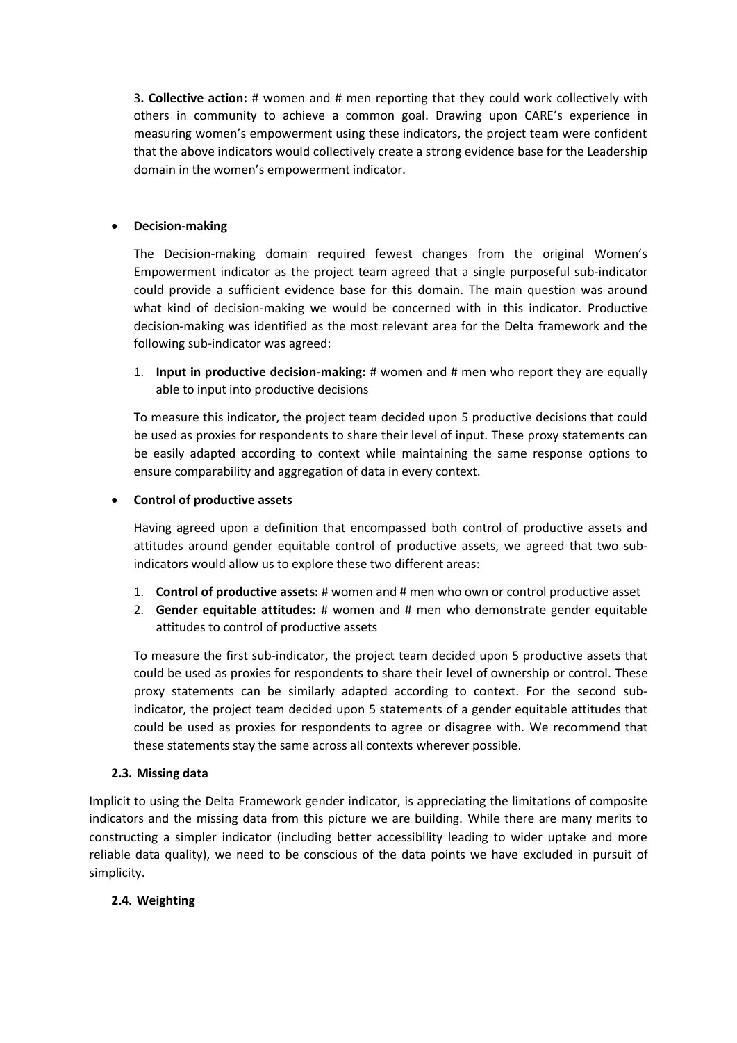3. **Collective action:** # women and # men reporting that they could work collectively with others in community to achieve a common goal. Drawing upon CARE's experience in measuring women's empowerment using these indicators, the project team were confident that the above indicators would collectively create a strong evidence base for the Leadership domain in the women's empowerment indicator.

- **Decision-making**

  The Decision-making domain required fewest changes from the original Women's Empowerment indicator as the project team agreed that a single purposeful sub-indicator could provide a sufficient evidence base for this domain. The main question was around what kind of decision-making we would be concerned with in this indicator. Productive decision-making was identified as the most relevant area for the Delta framework and the following sub-indicator was agreed:

  1. **Input in productive decision-making:** # women and # men who report they are equally able to input into productive decisions

  To measure this indicator, the project team decided upon 5 productive decisions that could be used as proxies for respondents to share their level of input. These proxy statements can be easily adapted according to context while maintaining the same response options to ensure comparability and aggregation of data in every context.

- **Control of productive assets**

  Having agreed upon a definition that encompassed both control of productive assets and attitudes around gender equitable control of productive assets, we agreed that two sub-indicators would allow us to explore these two different areas:

  1. **Control of productive assets:** # women and # men who own or control productive asset
  2. **Gender equitable attitudes:** # women and # men who demonstrate gender equitable attitudes to control of productive assets

  To measure the first sub-indicator, the project team decided upon 5 productive assets that could be used as proxies for respondents to share their level of ownership or control. These proxy statements can be similarly adapted according to context. For the second sub-indicator, the project team decided upon 5 statements of a gender equitable attitudes that could be used as proxies for respondents to agree or disagree with. We recommend that these statements stay the same across all contexts wherever possible.

### 2.3. Missing data

Implicit to using the Delta Framework gender indicator, is appreciating the limitations of composite indicators and the missing data from this picture we are building. While there are many merits to constructing a simpler indicator (including better accessibility leading to wider uptake and more reliable data quality), we need to be conscious of the data points we have excluded in pursuit of simplicity.

### 2.4. Weighting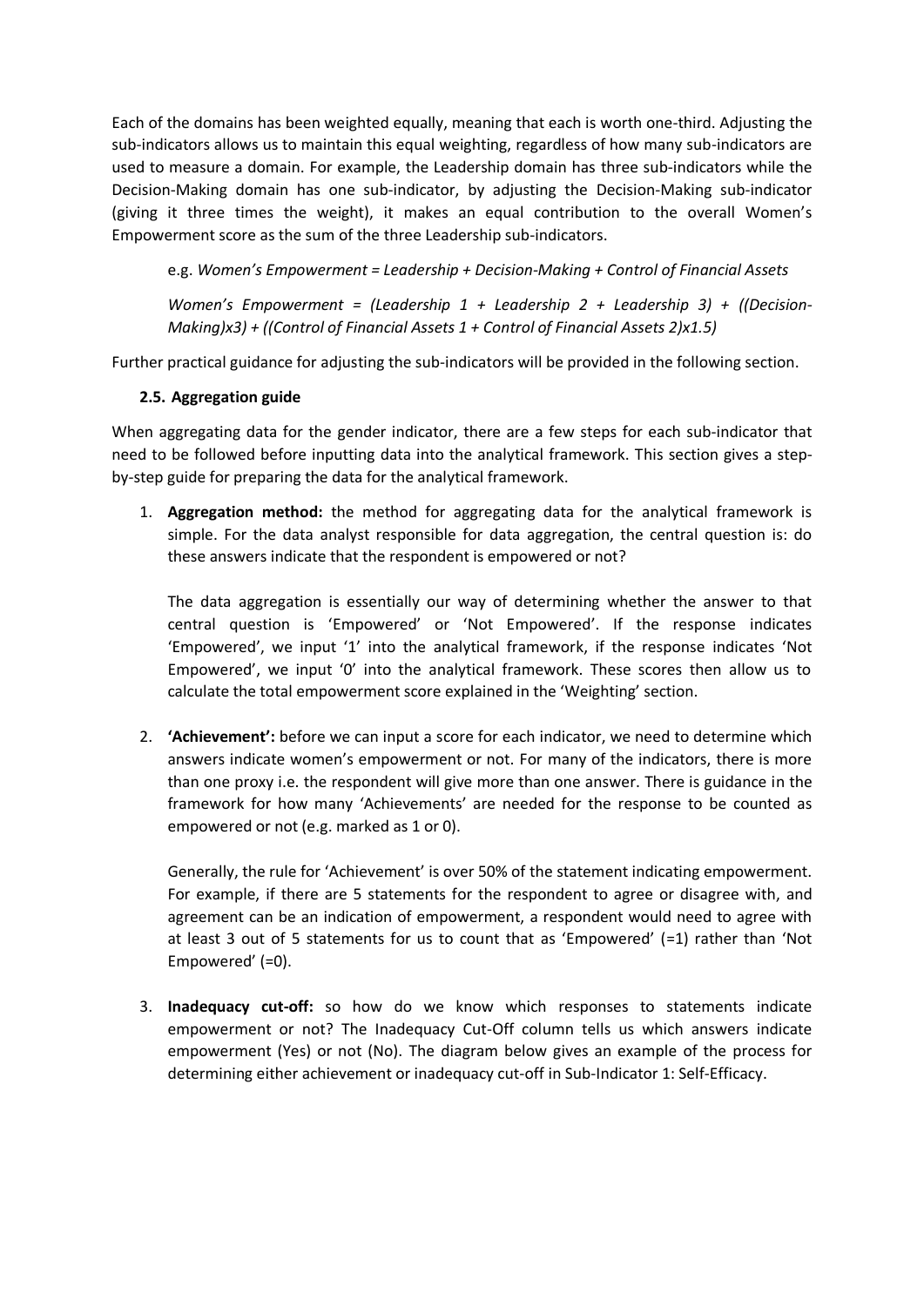Each of the domains has been weighted equally, meaning that each is worth one-third. Adjusting the sub-indicators allows us to maintain this equal weighting, regardless of how many sub-indicators are used to measure a domain. For example, the Leadership domain has three sub-indicators while the Decision-Making domain has one sub-indicator, by adjusting the Decision-Making sub-indicator (giving it three times the weight), it makes an equal contribution to the overall Women's Empowerment score as the sum of the three Leadership sub-indicators.

e.g. *Women's Empowerment = Leadership + Decision-Making + Control of Financial Assets*

*Women's Empowerment = (Leadership 1 + Leadership 2 + Leadership 3) + ((Decision-Making)x3) + ((Control of Financial Assets 1 + Control of Financial Assets 2)x1.5)*

Further practical guidance for adjusting the sub-indicators will be provided in the following section.

### 2.5. Aggregation guide

When aggregating data for the gender indicator, there are a few steps for each sub-indicator that need to be followed before inputting data into the analytical framework. This section gives a step-by-step guide for preparing the data for the analytical framework.

1. **Aggregation method:** the method for aggregating data for the analytical framework is simple. For the data analyst responsible for data aggregation, the central question is: do these answers indicate that the respondent is empowered or not?

   The data aggregation is essentially our way of determining whether the answer to that central question is 'Empowered' or 'Not Empowered'. If the response indicates 'Empowered', we input '1' into the analytical framework, if the response indicates 'Not Empowered', we input '0' into the analytical framework. These scores then allow us to calculate the total empowerment score explained in the 'Weighting' section.

2. **'Achievement':** before we can input a score for each indicator, we need to determine which answers indicate women's empowerment or not. For many of the indicators, there is more than one proxy i.e. the respondent will give more than one answer. There is guidance in the framework for how many 'Achievements' are needed for the response to be counted as empowered or not (e.g. marked as 1 or 0).

   Generally, the rule for 'Achievement' is over 50% of the statement indicating empowerment. For example, if there are 5 statements for the respondent to agree or disagree with, and agreement can be an indication of empowerment, a respondent would need to agree with at least 3 out of 5 statements for us to count that as 'Empowered' (=1) rather than 'Not Empowered' (=0).

3. **Inadequacy cut-off:** so how do we know which responses to statements indicate empowerment or not? The Inadequacy Cut-Off column tells us which answers indicate empowerment (Yes) or not (No). The diagram below gives an example of the process for determining either achievement or inadequacy cut-off in Sub-Indicator 1: Self-Efficacy.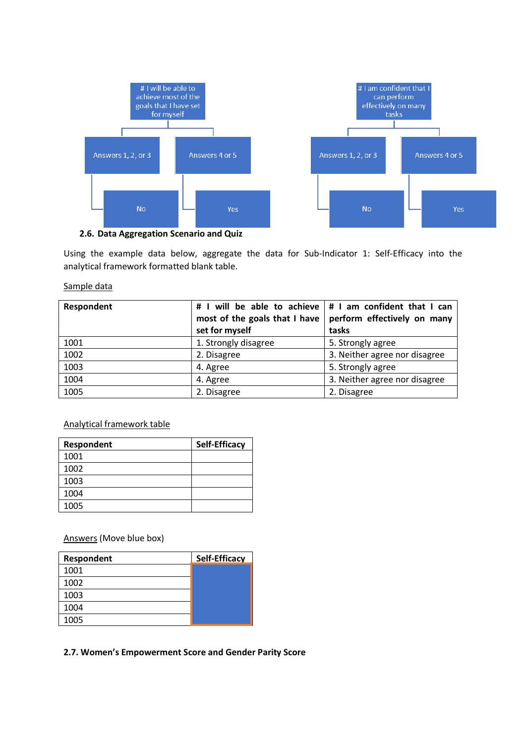# I will be able to achieve most of the goals that I have set for myself

- Answers 1, 2, or 3 → No
- Answers 4 or 5 → Yes

# I am confident that I can perform effectively on many tasks

- Answers 1, 2, or 3 → No
- Answers 4 or 5 → Yes

### 2.6. Data Aggregation Scenario and Quiz

Using the example data below, aggregate the data for Sub-Indicator 1: Self-Efficacy into the analytical framework formatted blank table.

Sample data

| Respondent | # I will be able to achieve most of the goals that I have set for myself | # I am confident that I can perform effectively on many tasks |
|---|---|---|
| 1001 | 1. Strongly disagree | 5. Strongly agree |
| 1002 | 2. Disagree | 3. Neither agree nor disagree |
| 1003 | 4. Agree | 5. Strongly agree |
| 1004 | 4. Agree | 3. Neither agree nor disagree |
| 1005 | 2. Disagree | 2. Disagree |

Analytical framework table

| Respondent | Self-Efficacy |
|---|---|
| 1001 | |
| 1002 | |
| 1003 | |
| 1004 | |
| 1005 | |

Answers (Move blue box)

| Respondent | Self-Efficacy |
|---|---|
| 1001 | |
| 1002 | |
| 1003 | |
| 1004 | |
| 1005 | |

### 2.7. Women's Empowerment Score and Gender Parity Score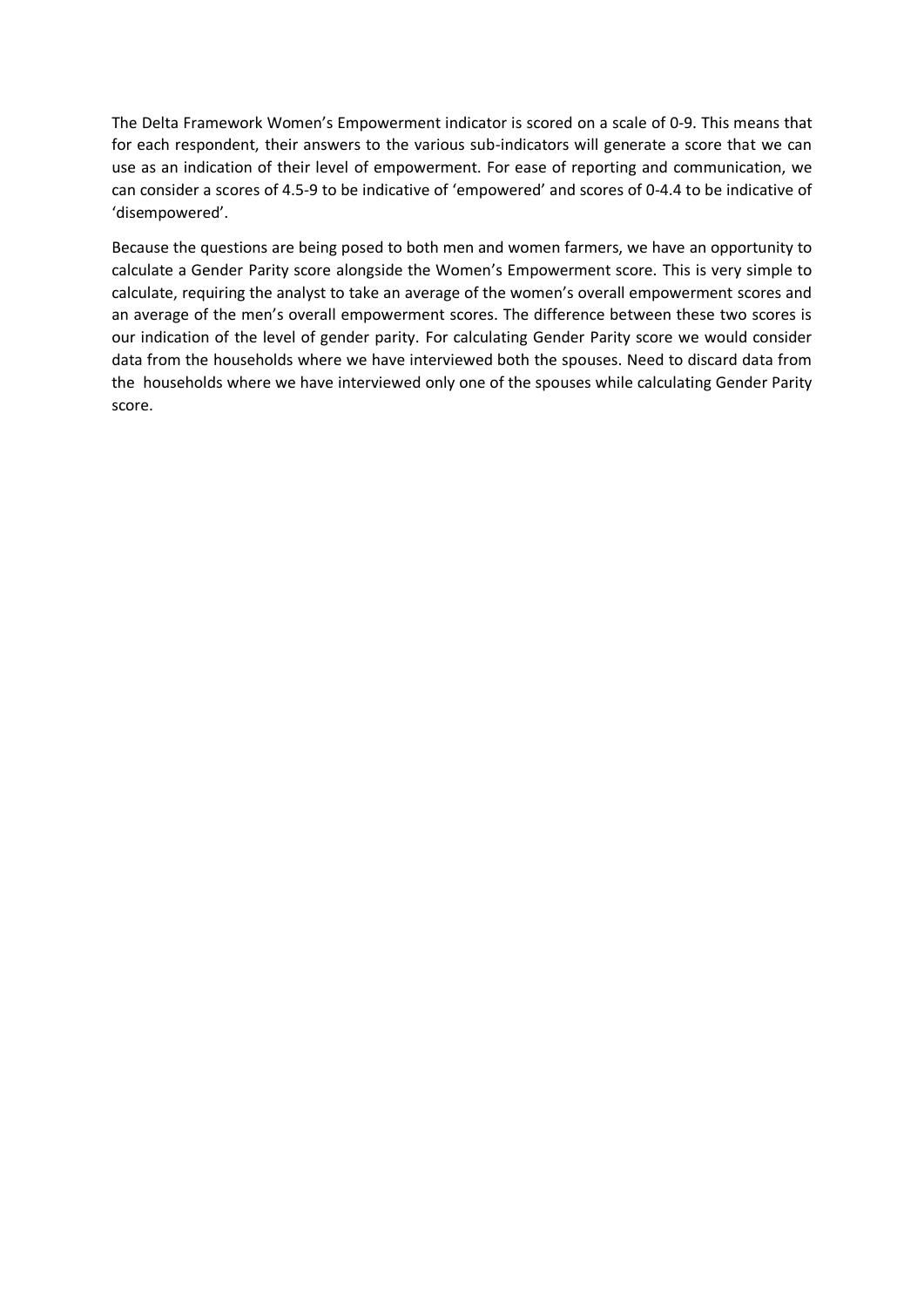The Delta Framework Women's Empowerment indicator is scored on a scale of 0-9. This means that for each respondent, their answers to the various sub-indicators will generate a score that we can use as an indication of their level of empowerment. For ease of reporting and communication, we can consider a scores of 4.5-9 to be indicative of 'empowered' and scores of 0-4.4 to be indicative of 'disempowered'.

Because the questions are being posed to both men and women farmers, we have an opportunity to calculate a Gender Parity score alongside the Women's Empowerment score. This is very simple to calculate, requiring the analyst to take an average of the women's overall empowerment scores and an average of the men's overall empowerment scores. The difference between these two scores is our indication of the level of gender parity. For calculating Gender Parity score we would consider data from the households where we have interviewed both the spouses. Need to discard data from the households where we have interviewed only one of the spouses while calculating Gender Parity score.